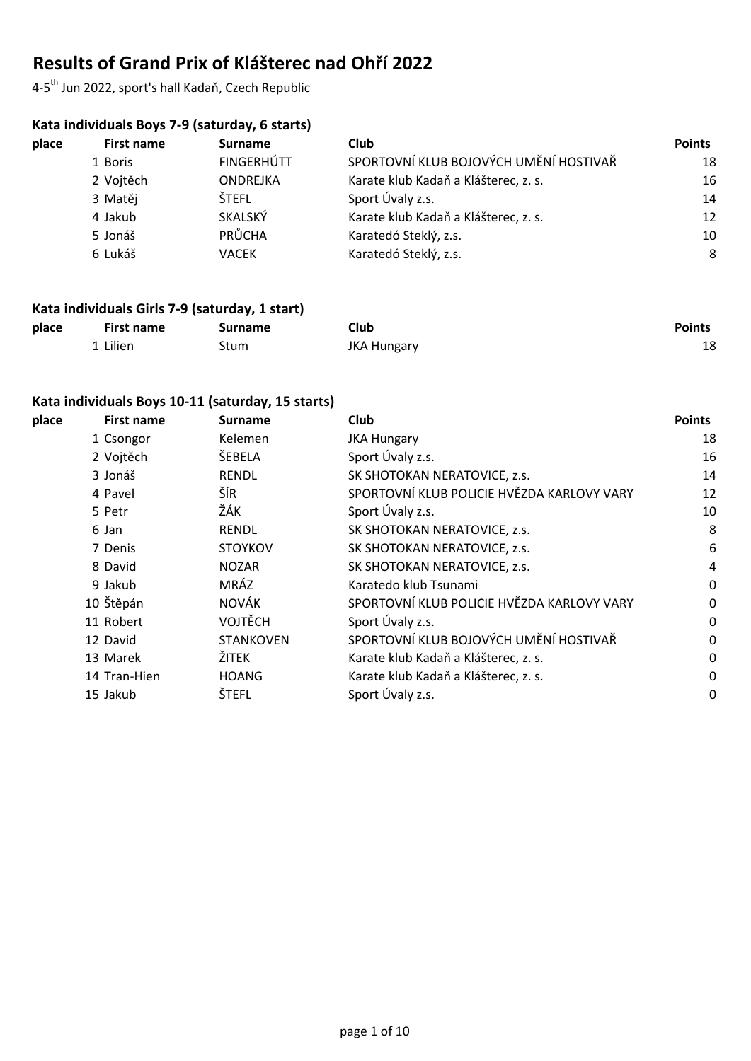# Results of Grand Prix of Klášterec nad Ohří 2022

4-5th Jun 2022, sport's hall Kadaň, Czech Republic

### Kata individuals Boys 7-9 (saturday, 6 starts)

| place | First name | Surname | Club | Points |
|---|---|---|---|---|
| 1 | Boris | FINGERHÚTT | SPORTOVNÍ KLUB BOJOVÝCH UMĚNÍ HOSTIVAŘ | 18 |
| 2 | Vojtěch | ONDREJKA | Karate klub Kadaň a Klášterec, z. s. | 16 |
| 3 | Matěj | ŠTEFL | Sport Úvaly z.s. | 14 |
| 4 | Jakub | SKALSKÝ | Karate klub Kadaň a Klášterec, z. s. | 12 |
| 5 | Jonáš | PRŮCHA | Karatedó Steklý, z.s. | 10 |
| 6 | Lukáš | VACEK | Karatedó Steklý, z.s. | 8 |

### Kata individuals Girls 7-9 (saturday, 1 start)

| place | First name | Surname | Club | Points |
|---|---|---|---|---|
| 1 | Lilien | Stum | JKA Hungary | 18 |

### Kata individuals Boys 10-11 (saturday, 15 starts)

| place | First name | Surname | Club | Points |
|---|---|---|---|---|
| 1 | Csongor | Kelemen | JKA Hungary | 18 |
| 2 | Vojtěch | ŠEBELA | Sport Úvaly z.s. | 16 |
| 3 | Jonáš | RENDL | SK SHOTOKAN NERATOVICE, z.s. | 14 |
| 4 | Pavel | ŠÍR | SPORTOVNÍ KLUB POLICIE HVĚZDA KARLOVY VARY | 12 |
| 5 | Petr | ŽÁK | Sport Úvaly z.s. | 10 |
| 6 | Jan | RENDL | SK SHOTOKAN NERATOVICE, z.s. | 8 |
| 7 | Denis | STOYKOV | SK SHOTOKAN NERATOVICE, z.s. | 6 |
| 8 | David | NOZAR | SK SHOTOKAN NERATOVICE, z.s. | 4 |
| 9 | Jakub | MRÁZ | Karatedo klub Tsunami | 0 |
| 10 | Štěpán | NOVÁK | SPORTOVNÍ KLUB POLICIE HVĚZDA KARLOVY VARY | 0 |
| 11 | Robert | VOJTĚCH | Sport Úvaly z.s. | 0 |
| 12 | David | STANKOVEN | SPORTOVNÍ KLUB BOJOVÝCH UMĚNÍ HOSTIVAŘ | 0 |
| 13 | Marek | ŽITEK | Karate klub Kadaň a Klášterec, z. s. | 0 |
| 14 | Tran-Hien | HOANG | Karate klub Kadaň a Klášterec, z. s. | 0 |
| 15 | Jakub | ŠTEFL | Sport Úvaly z.s. | 0 |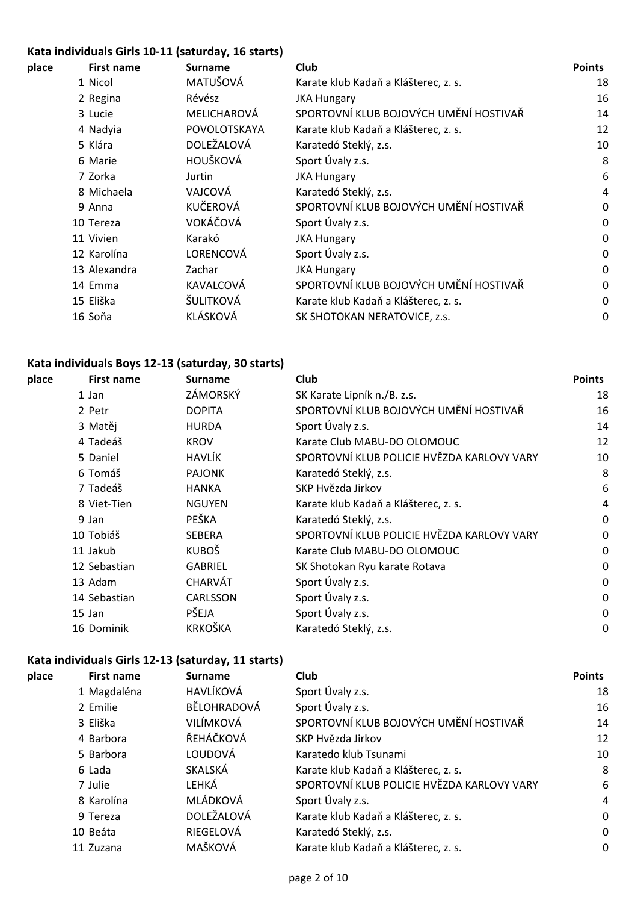**Kata individuals Girls 10-11 (saturday, 16 starts)**

| place | First name | Surname | Club | Points |
|---|---|---|---|---|
| 1 | Nicol | MATUŠOVÁ | Karate klub Kadaň a Klášterec, z. s. | 18 |
| 2 | Regina | Révész | JKA Hungary | 16 |
| 3 | Lucie | MELICHAROVÁ | SPORTOVNÍ KLUB BOJOVÝCH UMĚNÍ HOSTIVAŘ | 14 |
| 4 | Nadyia | POVOLOTSKAYA | Karate klub Kadaň a Klášterec, z. s. | 12 |
| 5 | Klára | DOLEŽALOVÁ | Karatedó Steklý, z.s. | 10 |
| 6 | Marie | HOUŠKOVÁ | Sport Úvaly z.s. | 8 |
| 7 | Zorka | Jurtin | JKA Hungary | 6 |
| 8 | Michaela | VAJCOVÁ | Karatedó Steklý, z.s. | 4 |
| 9 | Anna | KUČEROVÁ | SPORTOVNÍ KLUB BOJOVÝCH UMĚNÍ HOSTIVAŘ | 0 |
| 10 | Tereza | VOKÁČOVÁ | Sport Úvaly z.s. | 0 |
| 11 | Vivien | Karakó | JKA Hungary | 0 |
| 12 | Karolína | LORENCOVÁ | Sport Úvaly z.s. | 0 |
| 13 | Alexandra | Zachar | JKA Hungary | 0 |
| 14 | Emma | KAVALCOVÁ | SPORTOVNÍ KLUB BOJOVÝCH UMĚNÍ HOSTIVAŘ | 0 |
| 15 | Eliška | ŠULITKOVÁ | Karate klub Kadaň a Klášterec, z. s. | 0 |
| 16 | Soňa | KLÁSKOVÁ | SK SHOTOKAN NERATOVICE, z.s. | 0 |

**Kata individuals Boys 12-13 (saturday, 30 starts)**

| place | First name | Surname | Club | Points |
|---|---|---|---|---|
| 1 | Jan | ZÁMORSKÝ | SK Karate Lipník n./B. z.s. | 18 |
| 2 | Petr | DOPITA | SPORTOVNÍ KLUB BOJOVÝCH UMĚNÍ HOSTIVAŘ | 16 |
| 3 | Matěj | HURDA | Sport Úvaly z.s. | 14 |
| 4 | Tadeáš | KROV | Karate Club MABU-DO OLOMOUC | 12 |
| 5 | Daniel | HAVLÍK | SPORTOVNÍ KLUB POLICIE HVĚZDA KARLOVY VARY | 10 |
| 6 | Tomáš | PAJONK | Karatedó Steklý, z.s. | 8 |
| 7 | Tadeáš | HANKA | SKP Hvězda Jirkov | 6 |
| 8 | Viet-Tien | NGUYEN | Karate klub Kadaň a Klášterec, z. s. | 4 |
| 9 | Jan | PEŠKA | Karatedó Steklý, z.s. | 0 |
| 10 | Tobiáš | SEBERA | SPORTOVNÍ KLUB POLICIE HVĚZDA KARLOVY VARY | 0 |
| 11 | Jakub | KUBOŠ | Karate Club MABU-DO OLOMOUC | 0 |
| 12 | Sebastian | GABRIEL | SK Shotokan Ryu karate Rotava | 0 |
| 13 | Adam | CHARVÁT | Sport Úvaly z.s. | 0 |
| 14 | Sebastian | CARLSSON | Sport Úvaly z.s. | 0 |
| 15 | Jan | PŠEJA | Sport Úvaly z.s. | 0 |
| 16 | Dominik | KRKOŠKA | Karatedó Steklý, z.s. | 0 |

**Kata individuals Girls 12-13 (saturday, 11 starts)**

| place | First name | Surname | Club | Points |
|---|---|---|---|---|
| 1 | Magdaléna | HAVLÍKOVÁ | Sport Úvaly z.s. | 18 |
| 2 | Emílie | BĚLOHRADOVÁ | Sport Úvaly z.s. | 16 |
| 3 | Eliška | VILÍMKOVÁ | SPORTOVNÍ KLUB BOJOVÝCH UMĚNÍ HOSTIVAŘ | 14 |
| 4 | Barbora | ŘEHÁČKOVÁ | SKP Hvězda Jirkov | 12 |
| 5 | Barbora | LOUDOVÁ | Karatedo klub Tsunami | 10 |
| 6 | Lada | SKALSKÁ | Karate klub Kadaň a Klášterec, z. s. | 8 |
| 7 | Julie | LEHKÁ | SPORTOVNÍ KLUB POLICIE HVĚZDA KARLOVY VARY | 6 |
| 8 | Karolína | MLÁDKOVÁ | Sport Úvaly z.s. | 4 |
| 9 | Tereza | DOLEŽALOVÁ | Karate klub Kadaň a Klášterec, z. s. | 0 |
| 10 | Beáta | RIEGELOVÁ | Karatedó Steklý, z.s. | 0 |
| 11 | Zuzana | MAŠKOVÁ | Karate klub Kadaň a Klášterec, z. s. | 0 |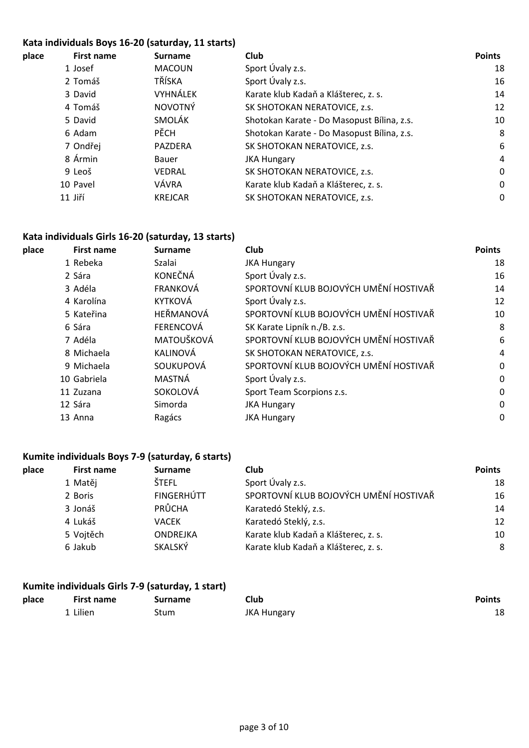### Kata individuals Boys 16-20 (saturday, 11 starts)

| place | First name | Surname | Club | Points |
|---|---|---|---|---|
| 1 | Josef | MACOUN | Sport Úvaly z.s. | 18 |
| 2 | Tomáš | TŘÍSKA | Sport Úvaly z.s. | 16 |
| 3 | David | VYHNÁLEK | Karate klub Kadaň a Klášterec, z. s. | 14 |
| 4 | Tomáš | NOVOTNÝ | SK SHOTOKAN NERATOVICE, z.s. | 12 |
| 5 | David | SMOLÁK | Shotokan Karate - Do Masopust Bílina, z.s. | 10 |
| 6 | Adam | PĚCH | Shotokan Karate - Do Masopust Bílina, z.s. | 8 |
| 7 | Ondřej | PAZDERA | SK SHOTOKAN NERATOVICE, z.s. | 6 |
| 8 | Ármin | Bauer | JKA Hungary | 4 |
| 9 | Leoš | VEDRAL | SK SHOTOKAN NERATOVICE, z.s. | 0 |
| 10 | Pavel | VÁVRA | Karate klub Kadaň a Klášterec, z. s. | 0 |
| 11 | Jiří | KREJCAR | SK SHOTOKAN NERATOVICE, z.s. | 0 |

### Kata individuals Girls 16-20 (saturday, 13 starts)

| place | First name | Surname | Club | Points |
|---|---|---|---|---|
| 1 | Rebeka | Szalai | JKA Hungary | 18 |
| 2 | Sára | KONEČNÁ | Sport Úvaly z.s. | 16 |
| 3 | Adéla | FRANKOVÁ | SPORTOVNÍ KLUB BOJOVÝCH UMĚNÍ HOSTIVAŘ | 14 |
| 4 | Karolína | KYTKOVÁ | Sport Úvaly z.s. | 12 |
| 5 | Kateřina | HEŘMANOVÁ | SPORTOVNÍ KLUB BOJOVÝCH UMĚNÍ HOSTIVAŘ | 10 |
| 6 | Sára | FERENCOVÁ | SK Karate Lipník n./B. z.s. | 8 |
| 7 | Adéla | MATOUŠKOVÁ | SPORTOVNÍ KLUB BOJOVÝCH UMĚNÍ HOSTIVAŘ | 6 |
| 8 | Michaela | KALINOVÁ | SK SHOTOKAN NERATOVICE, z.s. | 4 |
| 9 | Michaela | SOUKUPOVÁ | SPORTOVNÍ KLUB BOJOVÝCH UMĚNÍ HOSTIVAŘ | 0 |
| 10 | Gabriela | MASTNÁ | Sport Úvaly z.s. | 0 |
| 11 | Zuzana | SOKOLOVÁ | Sport Team Scorpions z.s. | 0 |
| 12 | Sára | Simorda | JKA Hungary | 0 |
| 13 | Anna | Ragács | JKA Hungary | 0 |

### Kumite individuals Boys 7-9 (saturday, 6 starts)

| place | First name | Surname | Club | Points |
|---|---|---|---|---|
| 1 | Matěj | ŠTEFL | Sport Úvaly z.s. | 18 |
| 2 | Boris | FINGERHÚTT | SPORTOVNÍ KLUB BOJOVÝCH UMĚNÍ HOSTIVAŘ | 16 |
| 3 | Jonáš | PRŮCHA | Karatedó Steklý, z.s. | 14 |
| 4 | Lukáš | VACEK | Karatedó Steklý, z.s. | 12 |
| 5 | Vojtěch | ONDREJKA | Karate klub Kadaň a Klášterec, z. s. | 10 |
| 6 | Jakub | SKALSKÝ | Karate klub Kadaň a Klášterec, z. s. | 8 |

### Kumite individuals Girls 7-9 (saturday, 1 start)

| place | First name | Surname | Club | Points |
|---|---|---|---|---|
| 1 | Lilien | Stum | JKA Hungary | 18 |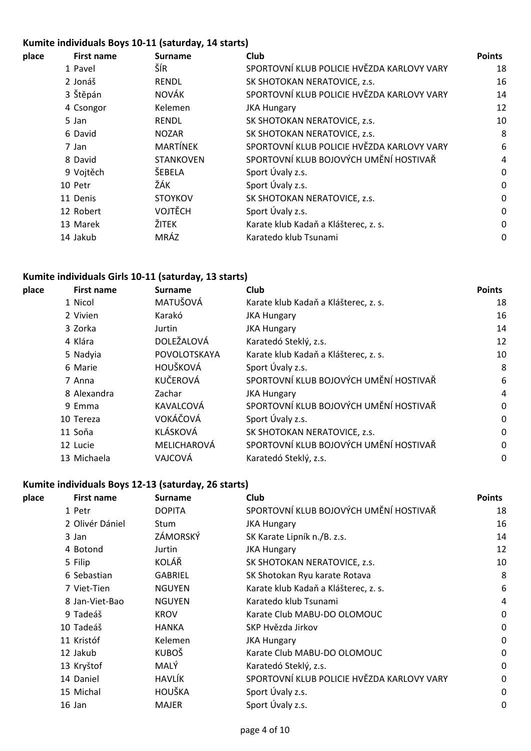### Kumite individuals Boys 10-11 (saturday, 14 starts)

| place | First name | Surname | Club | Points |
|---|---|---|---|---|
| 1 | Pavel | ŠÍR | SPORTOVNÍ KLUB POLICIE HVĚZDA KARLOVY VARY | 18 |
| 2 | Jonáš | RENDL | SK SHOTOKAN NERATOVICE, z.s. | 16 |
| 3 | Štěpán | NOVÁK | SPORTOVNÍ KLUB POLICIE HVĚZDA KARLOVY VARY | 14 |
| 4 | Csongor | Kelemen | JKA Hungary | 12 |
| 5 | Jan | RENDL | SK SHOTOKAN NERATOVICE, z.s. | 10 |
| 6 | David | NOZAR | SK SHOTOKAN NERATOVICE, z.s. | 8 |
| 7 | Jan | MARTÍNEK | SPORTOVNÍ KLUB POLICIE HVĚZDA KARLOVY VARY | 6 |
| 8 | David | STANKOVEN | SPORTOVNÍ KLUB BOJOVÝCH UMĚNÍ HOSTIVAŘ | 4 |
| 9 | Vojtěch | ŠEBELA | Sport Úvaly z.s. | 0 |
| 10 | Petr | ŽÁK | Sport Úvaly z.s. | 0 |
| 11 | Denis | STOYKOV | SK SHOTOKAN NERATOVICE, z.s. | 0 |
| 12 | Robert | VOJTĚCH | Sport Úvaly z.s. | 0 |
| 13 | Marek | ŽITEK | Karate klub Kadaň a Klášterec, z. s. | 0 |
| 14 | Jakub | MRÁZ | Karatedo klub Tsunami | 0 |

### Kumite individuals Girls 10-11 (saturday, 13 starts)

| place | First name | Surname | Club | Points |
|---|---|---|---|---|
| 1 | Nicol | MATUŠOVÁ | Karate klub Kadaň a Klášterec, z. s. | 18 |
| 2 | Vivien | Karakó | JKA Hungary | 16 |
| 3 | Zorka | Jurtin | JKA Hungary | 14 |
| 4 | Klára | DOLEŽALOVÁ | Karatedó Steklý, z.s. | 12 |
| 5 | Nadyia | POVOLOTSKAYA | Karate klub Kadaň a Klášterec, z. s. | 10 |
| 6 | Marie | HOUŠKOVÁ | Sport Úvaly z.s. | 8 |
| 7 | Anna | KUČEROVÁ | SPORTOVNÍ KLUB BOJOVÝCH UMĚNÍ HOSTIVAŘ | 6 |
| 8 | Alexandra | Zachar | JKA Hungary | 4 |
| 9 | Emma | KAVALCOVÁ | SPORTOVNÍ KLUB BOJOVÝCH UMĚNÍ HOSTIVAŘ | 0 |
| 10 | Tereza | VOKÁČOVÁ | Sport Úvaly z.s. | 0 |
| 11 | Soňa | KLÁSKOVÁ | SK SHOTOKAN NERATOVICE, z.s. | 0 |
| 12 | Lucie | MELICHAROVÁ | SPORTOVNÍ KLUB BOJOVÝCH UMĚNÍ HOSTIVAŘ | 0 |
| 13 | Michaela | VAJCOVÁ | Karatedó Steklý, z.s. | 0 |

### Kumite individuals Boys 12-13 (saturday, 26 starts)

| place | First name | Surname | Club | Points |
|---|---|---|---|---|
| 1 | Petr | DOPITA | SPORTOVNÍ KLUB BOJOVÝCH UMĚNÍ HOSTIVAŘ | 18 |
| 2 | Olivér Dániel | Stum | JKA Hungary | 16 |
| 3 | Jan | ZÁMORSKÝ | SK Karate Lipník n./B. z.s. | 14 |
| 4 | Botond | Jurtin | JKA Hungary | 12 |
| 5 | Filip | KOLÁŘ | SK SHOTOKAN NERATOVICE, z.s. | 10 |
| 6 | Sebastian | GABRIEL | SK Shotokan Ryu karate Rotava | 8 |
| 7 | Viet-Tien | NGUYEN | Karate klub Kadaň a Klášterec, z. s. | 6 |
| 8 | Jan-Viet-Bao | NGUYEN | Karatedo klub Tsunami | 4 |
| 9 | Tadeáš | KROV | Karate Club MABU-DO OLOMOUC | 0 |
| 10 | Tadeáš | HANKA | SKP Hvězda Jirkov | 0 |
| 11 | Kristóf | Kelemen | JKA Hungary | 0 |
| 12 | Jakub | KUBOŠ | Karate Club MABU-DO OLOMOUC | 0 |
| 13 | Kryštof | MALÝ | Karatedó Steklý, z.s. | 0 |
| 14 | Daniel | HAVLÍK | SPORTOVNÍ KLUB POLICIE HVĚZDA KARLOVY VARY | 0 |
| 15 | Michal | HOUŠKA | Sport Úvaly z.s. | 0 |
| 16 | Jan | MAJER | Sport Úvaly z.s. | 0 |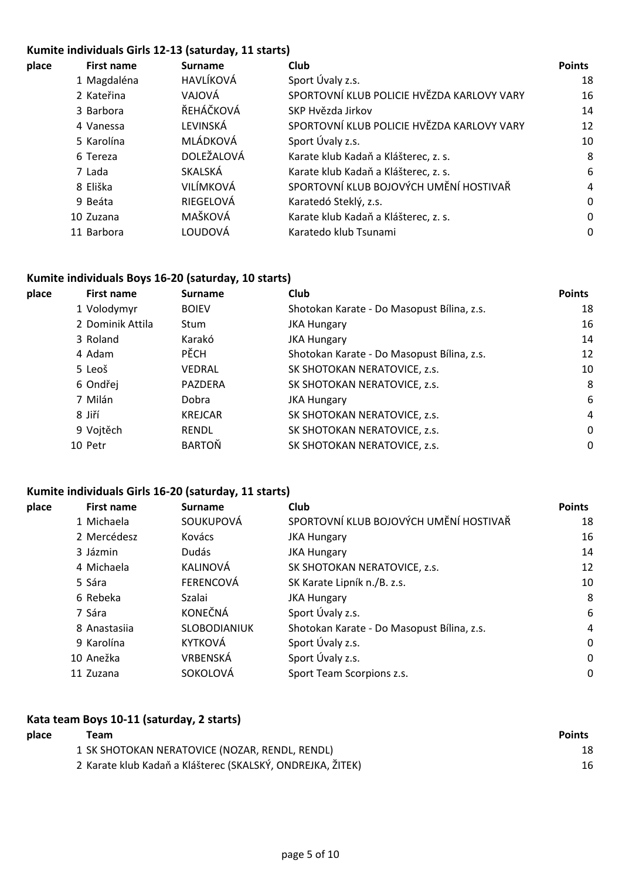### Kumite individuals Girls 12-13 (saturday, 11 starts)

| place | First name | Surname | Club | Points |
|---|---|---|---|---|
| 1 | Magdaléna | HAVLÍKOVÁ | Sport Úvaly z.s. | 18 |
| 2 | Kateřina | VAJOVÁ | SPORTOVNÍ KLUB POLICIE HVĚZDA KARLOVY VARY | 16 |
| 3 | Barbora | ŘEHÁČKOVÁ | SKP Hvězda Jirkov | 14 |
| 4 | Vanessa | LEVINSKÁ | SPORTOVNÍ KLUB POLICIE HVĚZDA KARLOVY VARY | 12 |
| 5 | Karolína | MLÁDKOVÁ | Sport Úvaly z.s. | 10 |
| 6 | Tereza | DOLEŽALOVÁ | Karate klub Kadaň a Klášterec, z. s. | 8 |
| 7 | Lada | SKALSKÁ | Karate klub Kadaň a Klášterec, z. s. | 6 |
| 8 | Eliška | VILÍMKOVÁ | SPORTOVNÍ KLUB BOJOVÝCH UMĚNÍ HOSTIVAŘ | 4 |
| 9 | Beáta | RIEGELOVÁ | Karatedó Steklý, z.s. | 0 |
| 10 | Zuzana | MAŠKOVÁ | Karate klub Kadaň a Klášterec, z. s. | 0 |
| 11 | Barbora | LOUDOVÁ | Karatedo klub Tsunami | 0 |

### Kumite individuals Boys 16-20 (saturday, 10 starts)

| place | First name | Surname | Club | Points |
|---|---|---|---|---|
| 1 | Volodymyr | BOIEV | Shotokan Karate - Do Masopust Bílina, z.s. | 18 |
| 2 | Dominik Attila | Stum | JKA Hungary | 16 |
| 3 | Roland | Karakó | JKA Hungary | 14 |
| 4 | Adam | PĚCH | Shotokan Karate - Do Masopust Bílina, z.s. | 12 |
| 5 | Leoš | VEDRAL | SK SHOTOKAN NERATOVICE, z.s. | 10 |
| 6 | Ondřej | PAZDERA | SK SHOTOKAN NERATOVICE, z.s. | 8 |
| 7 | Milán | Dobra | JKA Hungary | 6 |
| 8 | Jiří | KREJCAR | SK SHOTOKAN NERATOVICE, z.s. | 4 |
| 9 | Vojtěch | RENDL | SK SHOTOKAN NERATOVICE, z.s. | 0 |
| 10 | Petr | BARTOŇ | SK SHOTOKAN NERATOVICE, z.s. | 0 |

### Kumite individuals Girls 16-20 (saturday, 11 starts)

| place | First name | Surname | Club | Points |
|---|---|---|---|---|
| 1 | Michaela | SOUKUPOVÁ | SPORTOVNÍ KLUB BOJOVÝCH UMĚNÍ HOSTIVAŘ | 18 |
| 2 | Mercédesz | Kovács | JKA Hungary | 16 |
| 3 | Jázmin | Dudás | JKA Hungary | 14 |
| 4 | Michaela | KALINOVÁ | SK SHOTOKAN NERATOVICE, z.s. | 12 |
| 5 | Sára | FERENCOVÁ | SK Karate Lipník n./B. z.s. | 10 |
| 6 | Rebeka | Szalai | JKA Hungary | 8 |
| 7 | Sára | KONEČNÁ | Sport Úvaly z.s. | 6 |
| 8 | Anastasiia | SLOBODIANIUK | Shotokan Karate - Do Masopust Bílina, z.s. | 4 |
| 9 | Karolína | KYTKOVÁ | Sport Úvaly z.s. | 0 |
| 10 | Anežka | VRBENSKÁ | Sport Úvaly z.s. | 0 |
| 11 | Zuzana | SOKOLOVÁ | Sport Team Scorpions z.s. | 0 |

### Kata team Boys 10-11 (saturday, 2 starts)

| place | Team | Points |
|---|---|---|
| 1 | SK SHOTOKAN NERATOVICE (NOZAR, RENDL, RENDL) | 18 |
| 2 | Karate klub Kadaň a Klášterec (SKALSKÝ, ONDREJKA, ŽITEK) | 16 |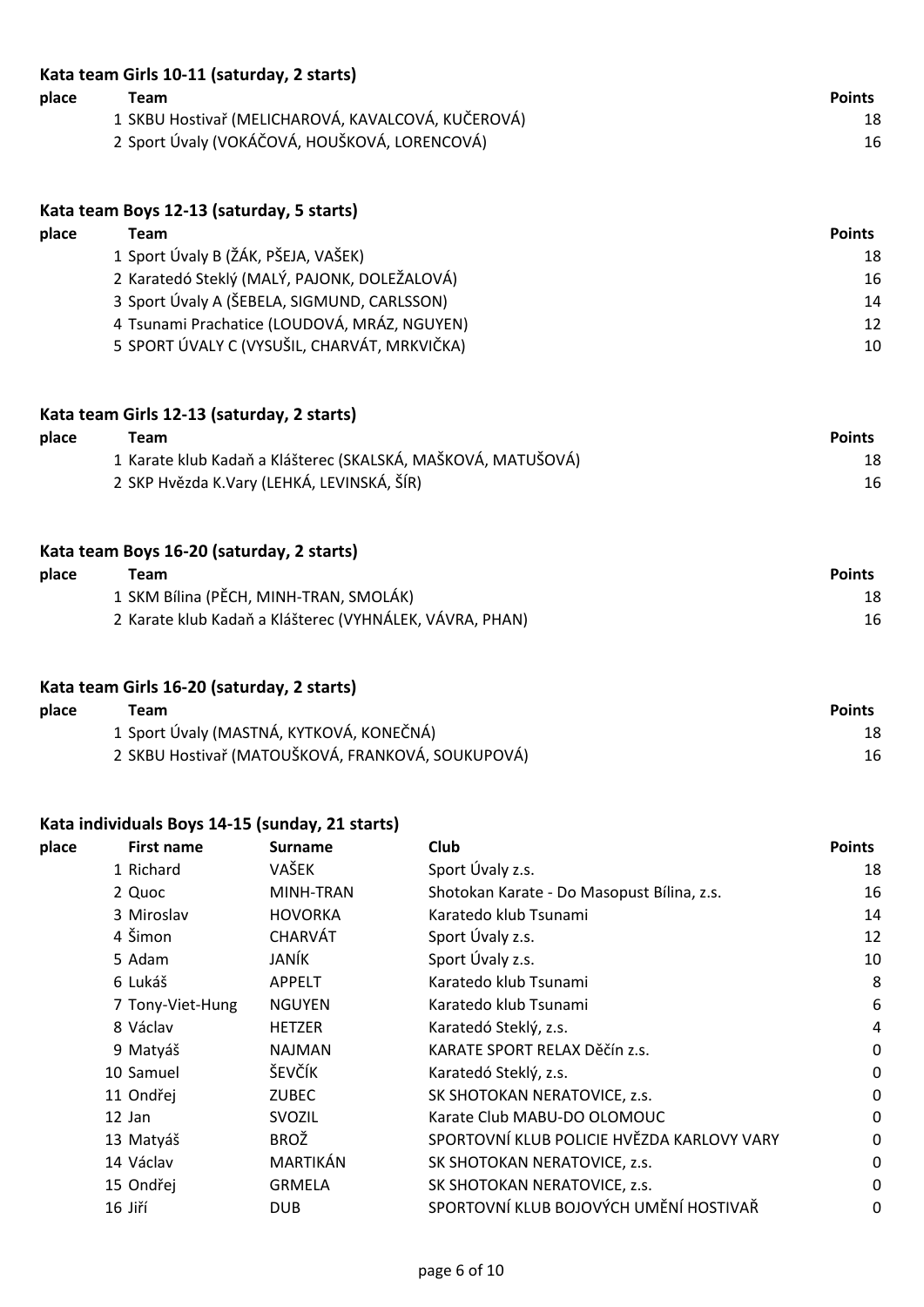### Kata team Girls 10-11 (saturday, 2 starts)

| place | Team | Points |
|---|---|---|
| 1 | SKBU Hostivař (MELICHAROVÁ, KAVALCOVÁ, KUČEROVÁ) | 18 |
| 2 | Sport Úvaly (VOKÁČOVÁ, HOUŠKOVÁ, LORENCOVÁ) | 16 |

### Kata team Boys 12-13 (saturday, 5 starts)

| place | Team | Points |
|---|---|---|
| 1 | Sport Úvaly B (ŽÁK, PŠEJA, VAŠEK) | 18 |
| 2 | Karatedó Steklý (MALÝ, PAJONK, DOLEŽALOVÁ) | 16 |
| 3 | Sport Úvaly A (ŠEBELA, SIGMUND, CARLSSON) | 14 |
| 4 | Tsunami Prachatice (LOUDOVÁ, MRÁZ, NGUYEN) | 12 |
| 5 | SPORT ÚVALY C (VYSUŠIL, CHARVÁT, MRKVIČKA) | 10 |

### Kata team Girls 12-13 (saturday, 2 starts)

| place | Team | Points |
|---|---|---|
| 1 | Karate klub Kadaň a Klášterec (SKALSKÁ, MAŠKOVÁ, MATUŠOVÁ) | 18 |
| 2 | SKP Hvězda K.Vary (LEHKÁ, LEVINSKÁ, ŠÍR) | 16 |

### Kata team Boys 16-20 (saturday, 2 starts)

| place | Team | Points |
|---|---|---|
| 1 | SKM Bílina (PĚCH, MINH-TRAN, SMOLÁK) | 18 |
| 2 | Karate klub Kadaň a Klášterec (VYHNÁLEK, VÁVRA, PHAN) | 16 |

### Kata team Girls 16-20 (saturday, 2 starts)

| place | Team | Points |
|---|---|---|
| 1 | Sport Úvaly (MASTNÁ, KYTKOVÁ, KONEČNÁ) | 18 |
| 2 | SKBU Hostivař (MATOUŠKOVÁ, FRANKOVÁ, SOUKUPOVÁ) | 16 |

### Kata individuals Boys 14-15 (sunday, 21 starts)

| place | First name | Surname | Club | Points |
|---|---|---|---|---|
| 1 | Richard | VAŠEK | Sport Úvaly z.s. | 18 |
| 2 | Quoc | MINH-TRAN | Shotokan Karate - Do Masopust Bílina, z.s. | 16 |
| 3 | Miroslav | HOVORKA | Karatedo klub Tsunami | 14 |
| 4 | Šimon | CHARVÁT | Sport Úvaly z.s. | 12 |
| 5 | Adam | JANÍK | Sport Úvaly z.s. | 10 |
| 6 | Lukáš | APPELT | Karatedo klub Tsunami | 8 |
| 7 | Tony-Viet-Hung | NGUYEN | Karatedo klub Tsunami | 6 |
| 8 | Václav | HETZER | Karatedó Steklý, z.s. | 4 |
| 9 | Matyáš | NAJMAN | KARATE SPORT RELAX Děčín z.s. | 0 |
| 10 | Samuel | ŠEVČÍK | Karatedó Steklý, z.s. | 0 |
| 11 | Ondřej | ZUBEC | SK SHOTOKAN NERATOVICE, z.s. | 0 |
| 12 | Jan | SVOZIL | Karate Club MABU-DO OLOMOUC | 0 |
| 13 | Matyáš | BROŽ | SPORTOVNÍ KLUB POLICIE HVĚZDA KARLOVY VARY | 0 |
| 14 | Václav | MARTIKÁN | SK SHOTOKAN NERATOVICE, z.s. | 0 |
| 15 | Ondřej | GRMELA | SK SHOTOKAN NERATOVICE, z.s. | 0 |
| 16 | Jiří | DUB | SPORTOVNÍ KLUB BOJOVÝCH UMĚNÍ HOSTIVAŘ | 0 |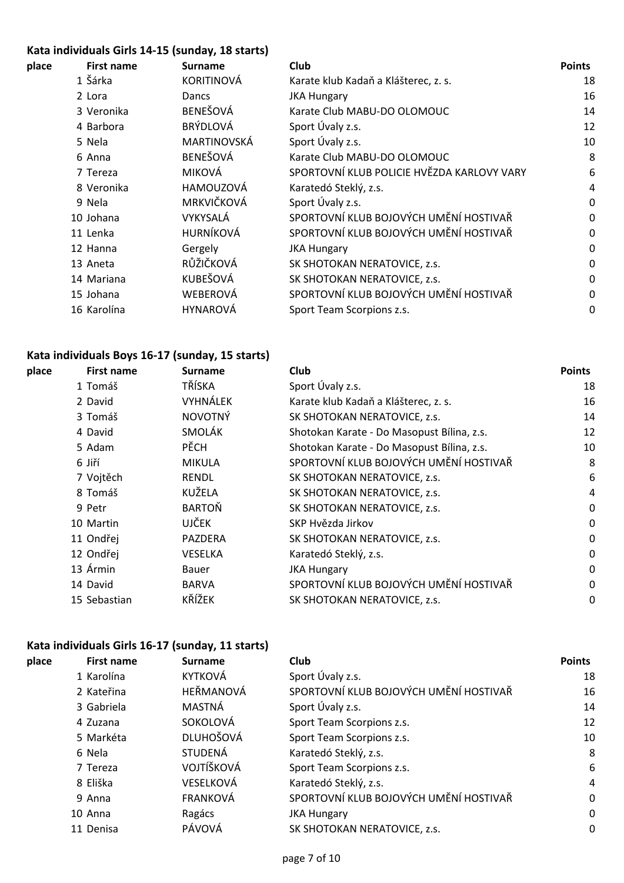### Kata individuals Girls 14-15 (sunday, 18 starts)

| place | First name | Surname | Club | Points |
|---|---|---|---|---|
| 1 | Šárka | KORITINOVÁ | Karate klub Kadaň a Klášterec, z. s. | 18 |
| 2 | Lora | Dancs | JKA Hungary | 16 |
| 3 | Veronika | BENEŠOVÁ | Karate Club MABU-DO OLOMOUC | 14 |
| 4 | Barbora | BRÝDLOVÁ | Sport Úvaly z.s. | 12 |
| 5 | Nela | MARTINOVSKÁ | Sport Úvaly z.s. | 10 |
| 6 | Anna | BENEŠOVÁ | Karate Club MABU-DO OLOMOUC | 8 |
| 7 | Tereza | MIKOVÁ | SPORTOVNÍ KLUB POLICIE HVĚZDA KARLOVY VARY | 6 |
| 8 | Veronika | HAMOUZOVÁ | Karatedó Steklý, z.s. | 4 |
| 9 | Nela | MRKVIČKOVÁ | Sport Úvaly z.s. | 0 |
| 10 | Johana | VYKYSALÁ | SPORTOVNÍ KLUB BOJOVÝCH UMĚNÍ HOSTIVAŘ | 0 |
| 11 | Lenka | HURNÍKOVÁ | SPORTOVNÍ KLUB BOJOVÝCH UMĚNÍ HOSTIVAŘ | 0 |
| 12 | Hanna | Gergely | JKA Hungary | 0 |
| 13 | Aneta | RŮŽIČKOVÁ | SK SHOTOKAN NERATOVICE, z.s. | 0 |
| 14 | Mariana | KUBEŠOVÁ | SK SHOTOKAN NERATOVICE, z.s. | 0 |
| 15 | Johana | WEBEROVÁ | SPORTOVNÍ KLUB BOJOVÝCH UMĚNÍ HOSTIVAŘ | 0 |
| 16 | Karolína | HYNAROVÁ | Sport Team Scorpions z.s. | 0 |

### Kata individuals Boys 16-17 (sunday, 15 starts)

| place | First name | Surname | Club | Points |
|---|---|---|---|---|
| 1 | Tomáš | TŘÍSKA | Sport Úvaly z.s. | 18 |
| 2 | David | VYHNÁLEK | Karate klub Kadaň a Klášterec, z. s. | 16 |
| 3 | Tomáš | NOVOTNÝ | SK SHOTOKAN NERATOVICE, z.s. | 14 |
| 4 | David | SMOLÁK | Shotokan Karate - Do Masopust Bílina, z.s. | 12 |
| 5 | Adam | PĚCH | Shotokan Karate - Do Masopust Bílina, z.s. | 10 |
| 6 | Jiří | MIKULA | SPORTOVNÍ KLUB BOJOVÝCH UMĚNÍ HOSTIVAŘ | 8 |
| 7 | Vojtěch | RENDL | SK SHOTOKAN NERATOVICE, z.s. | 6 |
| 8 | Tomáš | KUŽELA | SK SHOTOKAN NERATOVICE, z.s. | 4 |
| 9 | Petr | BARTOŇ | SK SHOTOKAN NERATOVICE, z.s. | 0 |
| 10 | Martin | UJČEK | SKP Hvězda Jirkov | 0 |
| 11 | Ondřej | PAZDERA | SK SHOTOKAN NERATOVICE, z.s. | 0 |
| 12 | Ondřej | VESELKA | Karatedó Steklý, z.s. | 0 |
| 13 | Ármin | Bauer | JKA Hungary | 0 |
| 14 | David | BARVA | SPORTOVNÍ KLUB BOJOVÝCH UMĚNÍ HOSTIVAŘ | 0 |
| 15 | Sebastian | KŘÍŽEK | SK SHOTOKAN NERATOVICE, z.s. | 0 |

### Kata individuals Girls 16-17 (sunday, 11 starts)

| place | First name | Surname | Club | Points |
|---|---|---|---|---|
| 1 | Karolína | KYTKOVÁ | Sport Úvaly z.s. | 18 |
| 2 | Kateřina | HEŘMANOVÁ | SPORTOVNÍ KLUB BOJOVÝCH UMĚNÍ HOSTIVAŘ | 16 |
| 3 | Gabriela | MASTNÁ | Sport Úvaly z.s. | 14 |
| 4 | Zuzana | SOKOLOVÁ | Sport Team Scorpions z.s. | 12 |
| 5 | Markéta | DLUHOŠOVÁ | Sport Team Scorpions z.s. | 10 |
| 6 | Nela | STUDENÁ | Karatedó Steklý, z.s. | 8 |
| 7 | Tereza | VOJTÍŠKOVÁ | Sport Team Scorpions z.s. | 6 |
| 8 | Eliška | VESELKOVÁ | Karatedó Steklý, z.s. | 4 |
| 9 | Anna | FRANKOVÁ | SPORTOVNÍ KLUB BOJOVÝCH UMĚNÍ HOSTIVAŘ | 0 |
| 10 | Anna | Ragács | JKA Hungary | 0 |
| 11 | Denisa | PÁVOVÁ | SK SHOTOKAN NERATOVICE, z.s. | 0 |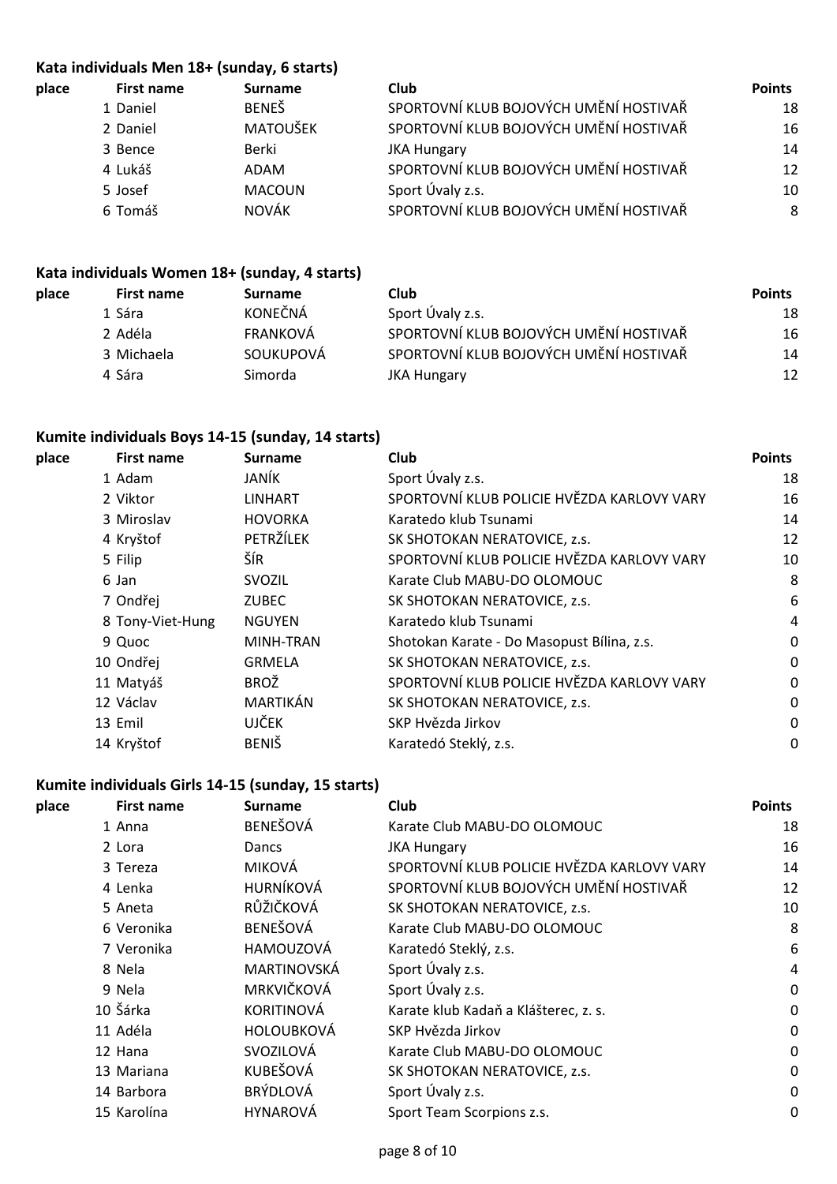### Kata individuals Men 18+ (sunday, 6 starts)

| place | First name | Surname | Club | Points |
|---|---|---|---|---|
| 1 | Daniel | BENEŠ | SPORTOVNÍ KLUB BOJOVÝCH UMĚNÍ HOSTIVAŘ | 18 |
| 2 | Daniel | MATOUŠEK | SPORTOVNÍ KLUB BOJOVÝCH UMĚNÍ HOSTIVAŘ | 16 |
| 3 | Bence | Berki | JKA Hungary | 14 |
| 4 | Lukáš | ADAM | SPORTOVNÍ KLUB BOJOVÝCH UMĚNÍ HOSTIVAŘ | 12 |
| 5 | Josef | MACOUN | Sport Úvaly z.s. | 10 |
| 6 | Tomáš | NOVÁK | SPORTOVNÍ KLUB BOJOVÝCH UMĚNÍ HOSTIVAŘ | 8 |

### Kata individuals Women 18+ (sunday, 4 starts)

| place | First name | Surname | Club | Points |
|---|---|---|---|---|
| 1 | Sára | KONEČNÁ | Sport Úvaly z.s. | 18 |
| 2 | Adéla | FRANKOVÁ | SPORTOVNÍ KLUB BOJOVÝCH UMĚNÍ HOSTIVAŘ | 16 |
| 3 | Michaela | SOUKUPOVÁ | SPORTOVNÍ KLUB BOJOVÝCH UMĚNÍ HOSTIVAŘ | 14 |
| 4 | Sára | Simorda | JKA Hungary | 12 |

### Kumite individuals Boys 14-15 (sunday, 14 starts)

| place | First name | Surname | Club | Points |
|---|---|---|---|---|
| 1 | Adam | JANÍK | Sport Úvaly z.s. | 18 |
| 2 | Viktor | LINHART | SPORTOVNÍ KLUB POLICIE HVĚZDA KARLOVY VARY | 16 |
| 3 | Miroslav | HOVORKA | Karatedo klub Tsunami | 14 |
| 4 | Kryštof | PETRŽÍLEK | SK SHOTOKAN NERATOVICE, z.s. | 12 |
| 5 | Filip | ŠÍR | SPORTOVNÍ KLUB POLICIE HVĚZDA KARLOVY VARY | 10 |
| 6 | Jan | SVOZIL | Karate Club MABU-DO OLOMOUC | 8 |
| 7 | Ondřej | ZUBEC | SK SHOTOKAN NERATOVICE, z.s. | 6 |
| 8 | Tony-Viet-Hung | NGUYEN | Karatedo klub Tsunami | 4 |
| 9 | Quoc | MINH-TRAN | Shotokan Karate - Do Masopust Bílina, z.s. | 0 |
| 10 | Ondřej | GRMELA | SK SHOTOKAN NERATOVICE, z.s. | 0 |
| 11 | Matyáš | BROŽ | SPORTOVNÍ KLUB POLICIE HVĚZDA KARLOVY VARY | 0 |
| 12 | Václav | MARTIKÁN | SK SHOTOKAN NERATOVICE, z.s. | 0 |
| 13 | Emil | UJČEK | SKP Hvězda Jirkov | 0 |
| 14 | Kryštof | BENIŠ | Karatedó Steklý, z.s. | 0 |

### Kumite individuals Girls 14-15 (sunday, 15 starts)

| place | First name | Surname | Club | Points |
|---|---|---|---|---|
| 1 | Anna | BENEŠOVÁ | Karate Club MABU-DO OLOMOUC | 18 |
| 2 | Lora | Dancs | JKA Hungary | 16 |
| 3 | Tereza | MIKOVÁ | SPORTOVNÍ KLUB POLICIE HVĚZDA KARLOVY VARY | 14 |
| 4 | Lenka | HURNÍKOVÁ | SPORTOVNÍ KLUB BOJOVÝCH UMĚNÍ HOSTIVAŘ | 12 |
| 5 | Aneta | RŮŽIČKOVÁ | SK SHOTOKAN NERATOVICE, z.s. | 10 |
| 6 | Veronika | BENEŠOVÁ | Karate Club MABU-DO OLOMOUC | 8 |
| 7 | Veronika | HAMOUZOVÁ | Karatedó Steklý, z.s. | 6 |
| 8 | Nela | MARTINOVSKÁ | Sport Úvaly z.s. | 4 |
| 9 | Nela | MRKVIČKOVÁ | Sport Úvaly z.s. | 0 |
| 10 | Šárka | KORITINOVÁ | Karate klub Kadaň a Klášterec, z. s. | 0 |
| 11 | Adéla | HOLOUBKOVÁ | SKP Hvězda Jirkov | 0 |
| 12 | Hana | SVOZILOVÁ | Karate Club MABU-DO OLOMOUC | 0 |
| 13 | Mariana | KUBEŠOVÁ | SK SHOTOKAN NERATOVICE, z.s. | 0 |
| 14 | Barbora | BRÝDLOVÁ | Sport Úvaly z.s. | 0 |
| 15 | Karolína | HYNAROVÁ | Sport Team Scorpions z.s. | 0 |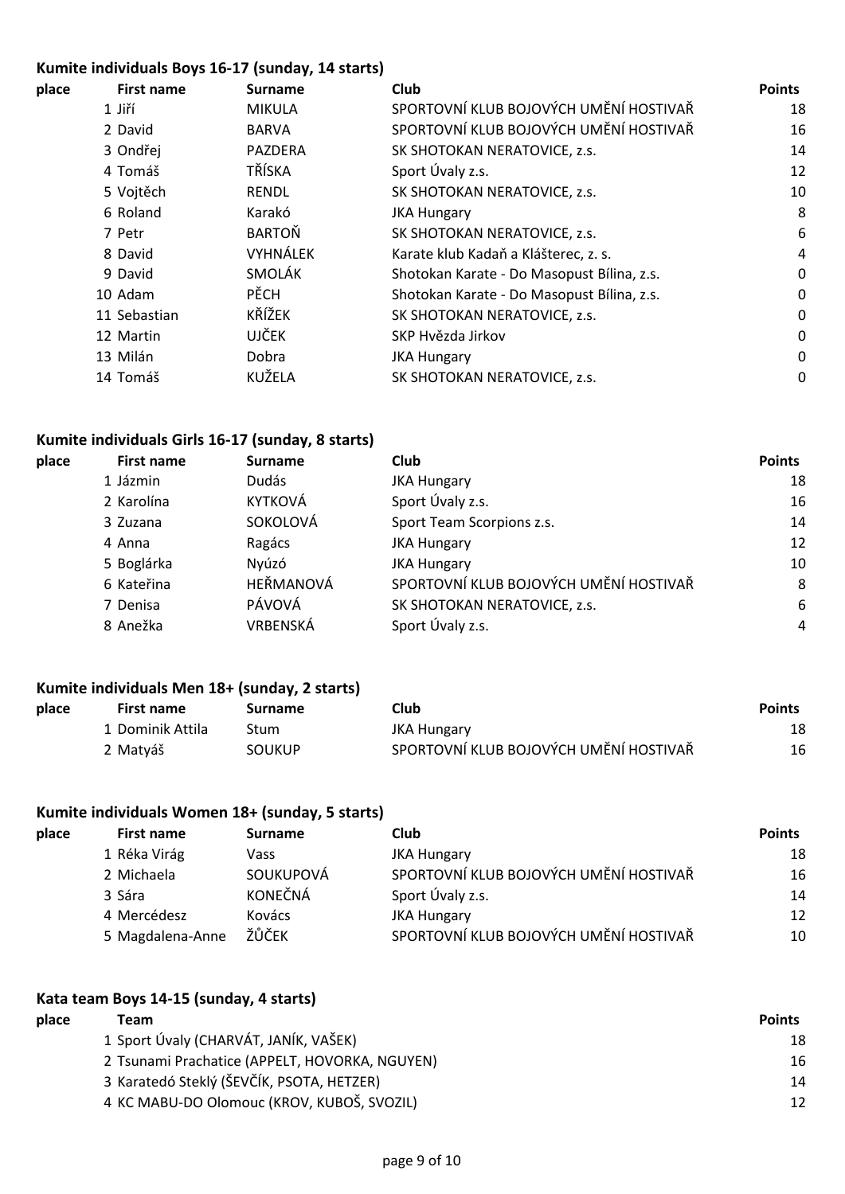### Kumite individuals Boys 16-17 (sunday, 14 starts)

| place | First name | Surname | Club | Points |
|---|---|---|---|---|
| 1 | Jiří | MIKULA | SPORTOVNÍ KLUB BOJOVÝCH UMĚNÍ HOSTIVAŘ | 18 |
| 2 | David | BARVA | SPORTOVNÍ KLUB BOJOVÝCH UMĚNÍ HOSTIVAŘ | 16 |
| 3 | Ondřej | PAZDERA | SK SHOTOKAN NERATOVICE, z.s. | 14 |
| 4 | Tomáš | TŘÍSKA | Sport Úvaly z.s. | 12 |
| 5 | Vojtěch | RENDL | SK SHOTOKAN NERATOVICE, z.s. | 10 |
| 6 | Roland | Karakó | JKA Hungary | 8 |
| 7 | Petr | BARTOŇ | SK SHOTOKAN NERATOVICE, z.s. | 6 |
| 8 | David | VYHNÁLEK | Karate klub Kadaň a Klášterec, z. s. | 4 |
| 9 | David | SMOLÁK | Shotokan Karate - Do Masopust Bílina, z.s. | 0 |
| 10 | Adam | PĚCH | Shotokan Karate - Do Masopust Bílina, z.s. | 0 |
| 11 | Sebastian | KŘÍŽEK | SK SHOTOKAN NERATOVICE, z.s. | 0 |
| 12 | Martin | UJČEK | SKP Hvězda Jirkov | 0 |
| 13 | Milán | Dobra | JKA Hungary | 0 |
| 14 | Tomáš | KUŽELA | SK SHOTOKAN NERATOVICE, z.s. | 0 |

### Kumite individuals Girls 16-17 (sunday, 8 starts)

| place | First name | Surname | Club | Points |
|---|---|---|---|---|
| 1 | Jázmin | Dudás | JKA Hungary | 18 |
| 2 | Karolína | KYTKOVÁ | Sport Úvaly z.s. | 16 |
| 3 | Zuzana | SOKOLOVÁ | Sport Team Scorpions z.s. | 14 |
| 4 | Anna | Ragács | JKA Hungary | 12 |
| 5 | Boglárka | Nyúzó | JKA Hungary | 10 |
| 6 | Kateřina | HEŘMANOVÁ | SPORTOVNÍ KLUB BOJOVÝCH UMĚNÍ HOSTIVAŘ | 8 |
| 7 | Denisa | PÁVOVÁ | SK SHOTOKAN NERATOVICE, z.s. | 6 |
| 8 | Anežka | VRBENSKÁ | Sport Úvaly z.s. | 4 |

### Kumite individuals Men 18+ (sunday, 2 starts)

| place | First name | Surname | Club | Points |
|---|---|---|---|---|
| 1 | Dominik Attila | Stum | JKA Hungary | 18 |
| 2 | Matyáš | SOUKUP | SPORTOVNÍ KLUB BOJOVÝCH UMĚNÍ HOSTIVAŘ | 16 |

### Kumite individuals Women 18+ (sunday, 5 starts)

| place | First name | Surname | Club | Points |
|---|---|---|---|---|
| 1 | Réka Virág | Vass | JKA Hungary | 18 |
| 2 | Michaela | SOUKUPOVÁ | SPORTOVNÍ KLUB BOJOVÝCH UMĚNÍ HOSTIVAŘ | 16 |
| 3 | Sára | KONEČNÁ | Sport Úvaly z.s. | 14 |
| 4 | Mercédesz | Kovács | JKA Hungary | 12 |
| 5 | Magdalena-Anne | ŽŮČEK | SPORTOVNÍ KLUB BOJOVÝCH UMĚNÍ HOSTIVAŘ | 10 |

### Kata team Boys 14-15 (sunday, 4 starts)

| place | Team | Points |
|---|---|---|
| 1 | Sport Úvaly (CHARVÁT, JANÍK, VAŠEK) | 18 |
| 2 | Tsunami Prachatice (APPELT, HOVORKA, NGUYEN) | 16 |
| 3 | Karatedó Steklý (ŠEVČÍK, PSOTA, HETZER) | 14 |
| 4 | KC MABU-DO Olomouc (KROV, KUBOŠ, SVOZIL) | 12 |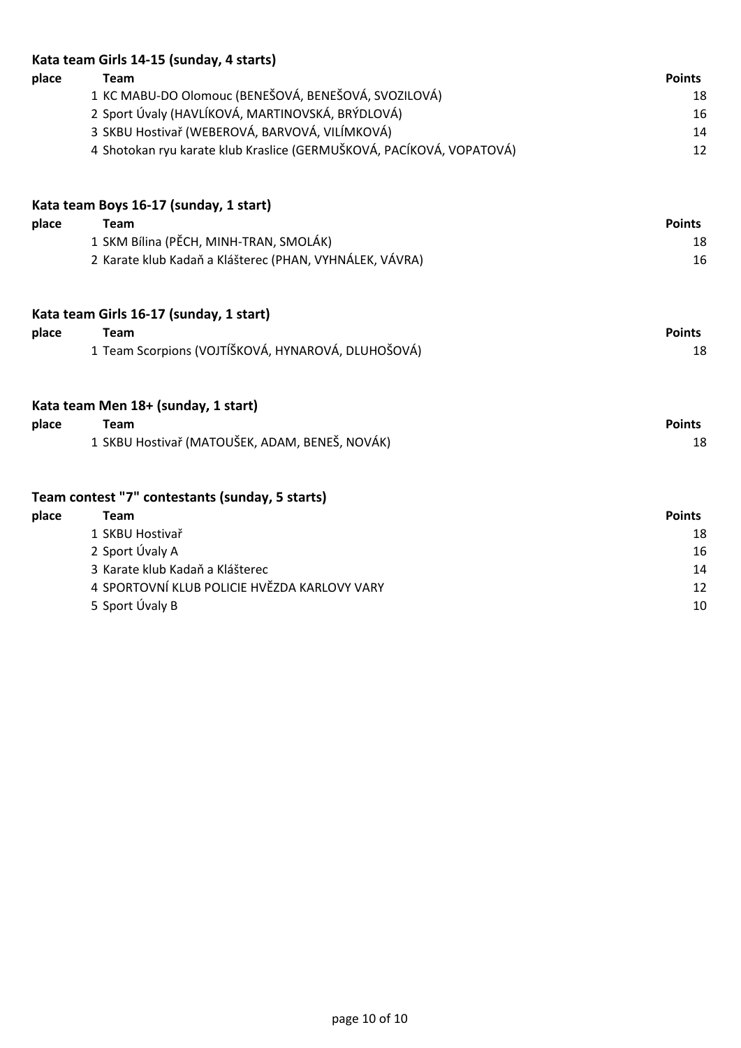## Kata team Girls 14-15 (sunday, 4 starts)

| place | Team | Points |
|---|---|---|
| 1 | KC MABU-DO Olomouc (BENEŠOVÁ, BENEŠOVÁ, SVOZILOVÁ) | 18 |
| 2 | Sport Úvaly (HAVLÍKOVÁ, MARTINOVSKÁ, BRÝDLOVÁ) | 16 |
| 3 | SKBU Hostivař (WEBEROVÁ, BARVOVÁ, VILÍMKOVÁ) | 14 |
| 4 | Shotokan ryu karate klub Kraslice (GERMUŠKOVÁ, PACÍKOVÁ, VOPATOVÁ) | 12 |

## Kata team Boys 16-17 (sunday, 1 start)

| place | Team | Points |
|---|---|---|
| 1 | SKM Bílina (PĚCH, MINH-TRAN, SMOLÁK) | 18 |
| 2 | Karate klub Kadaň a Klášterec (PHAN, VYHNÁLEK, VÁVRA) | 16 |

## Kata team Girls 16-17 (sunday, 1 start)

| place | Team | Points |
|---|---|---|
| 1 | Team Scorpions (VOJTÍŠKOVÁ, HYNAROVÁ, DLUHOŠOVÁ) | 18 |

## Kata team Men 18+ (sunday, 1 start)

| place | Team | Points |
|---|---|---|
| 1 | SKBU Hostivař (MATOUŠEK, ADAM, BENEŠ, NOVÁK) | 18 |

## Team contest "7" contestants (sunday, 5 starts)

| place | Team | Points |
|---|---|---|
| 1 | SKBU Hostivař | 18 |
| 2 | Sport Úvaly A | 16 |
| 3 | Karate klub Kadaň a Klášterec | 14 |
| 4 | SPORTOVNÍ KLUB POLICIE HVĚZDA KARLOVY VARY | 12 |
| 5 | Sport Úvaly B | 10 |